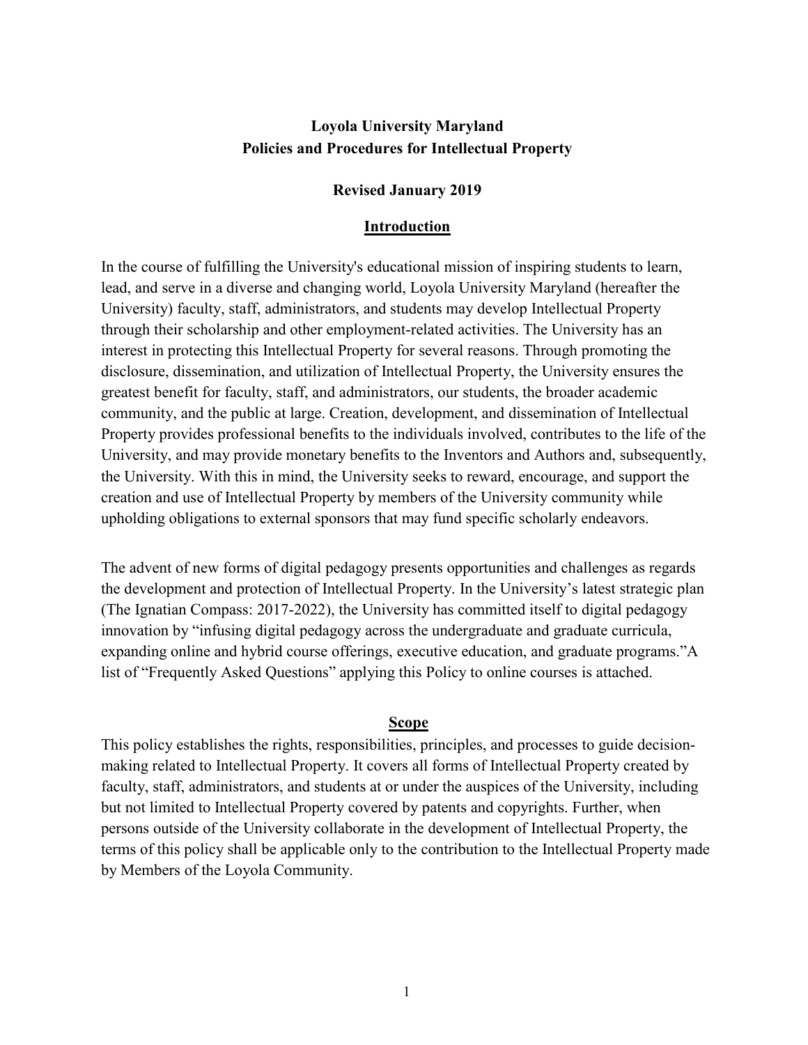# Loyola University Maryland
# Policies and Procedures for Intellectual Property

**Revised January 2019**

## Introduction

In the course of fulfilling the University's educational mission of inspiring students to learn, lead, and serve in a diverse and changing world, Loyola University Maryland (hereafter the University) faculty, staff, administrators, and students may develop Intellectual Property through their scholarship and other employment-related activities. The University has an interest in protecting this Intellectual Property for several reasons. Through promoting the disclosure, dissemination, and utilization of Intellectual Property, the University ensures the greatest benefit for faculty, staff, and administrators, our students, the broader academic community, and the public at large. Creation, development, and dissemination of Intellectual Property provides professional benefits to the individuals involved, contributes to the life of the University, and may provide monetary benefits to the Inventors and Authors and, subsequently, the University. With this in mind, the University seeks to reward, encourage, and support the creation and use of Intellectual Property by members of the University community while upholding obligations to external sponsors that may fund specific scholarly endeavors.

The advent of new forms of digital pedagogy presents opportunities and challenges as regards the development and protection of Intellectual Property. In the University's latest strategic plan (The Ignatian Compass: 2017-2022), the University has committed itself to digital pedagogy innovation by "infusing digital pedagogy across the undergraduate and graduate curricula, expanding online and hybrid course offerings, executive education, and graduate programs."A list of "Frequently Asked Questions" applying this Policy to online courses is attached.

## Scope

This policy establishes the rights, responsibilities, principles, and processes to guide decision-making related to Intellectual Property. It covers all forms of Intellectual Property created by faculty, staff, administrators, and students at or under the auspices of the University, including but not limited to Intellectual Property covered by patents and copyrights. Further, when persons outside of the University collaborate in the development of Intellectual Property, the terms of this policy shall be applicable only to the contribution to the Intellectual Property made by Members of the Loyola Community.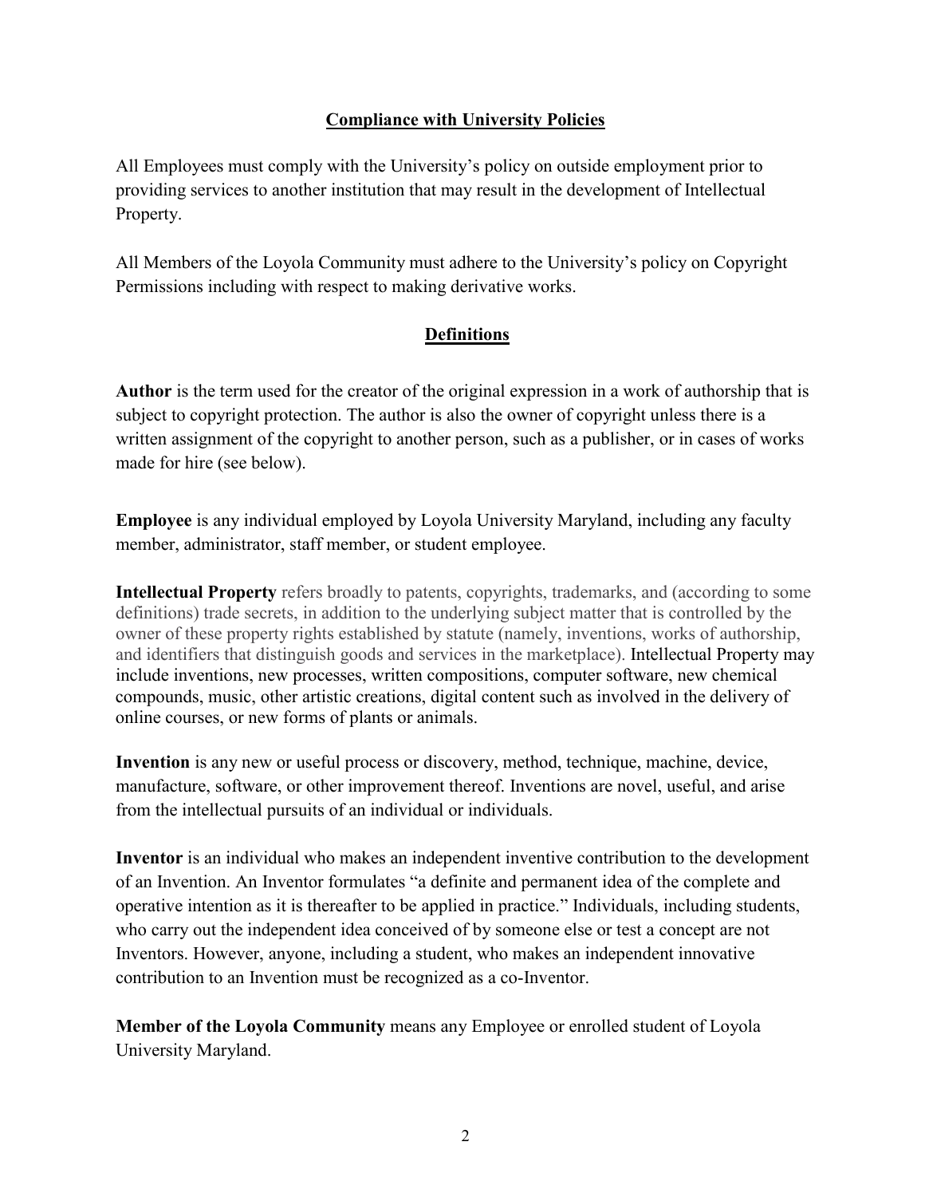## Compliance with University Policies

All Employees must comply with the University's policy on outside employment prior to providing services to another institution that may result in the development of Intellectual Property.

All Members of the Loyola Community must adhere to the University's policy on Copyright Permissions including with respect to making derivative works.

## Definitions

**Author** is the term used for the creator of the original expression in a work of authorship that is subject to copyright protection. The author is also the owner of copyright unless there is a written assignment of the copyright to another person, such as a publisher, or in cases of works made for hire (see below).

**Employee** is any individual employed by Loyola University Maryland, including any faculty member, administrator, staff member, or student employee.

**Intellectual Property** refers broadly to patents, copyrights, trademarks, and (according to some definitions) trade secrets, in addition to the underlying subject matter that is controlled by the owner of these property rights established by statute (namely, inventions, works of authorship, and identifiers that distinguish goods and services in the marketplace). Intellectual Property may include inventions, new processes, written compositions, computer software, new chemical compounds, music, other artistic creations, digital content such as involved in the delivery of online courses, or new forms of plants or animals.

**Invention** is any new or useful process or discovery, method, technique, machine, device, manufacture, software, or other improvement thereof. Inventions are novel, useful, and arise from the intellectual pursuits of an individual or individuals.

**Inventor** is an individual who makes an independent inventive contribution to the development of an Invention. An Inventor formulates "a definite and permanent idea of the complete and operative intention as it is thereafter to be applied in practice." Individuals, including students, who carry out the independent idea conceived of by someone else or test a concept are not Inventors. However, anyone, including a student, who makes an independent innovative contribution to an Invention must be recognized as a co-Inventor.

**Member of the Loyola Community** means any Employee or enrolled student of Loyola University Maryland.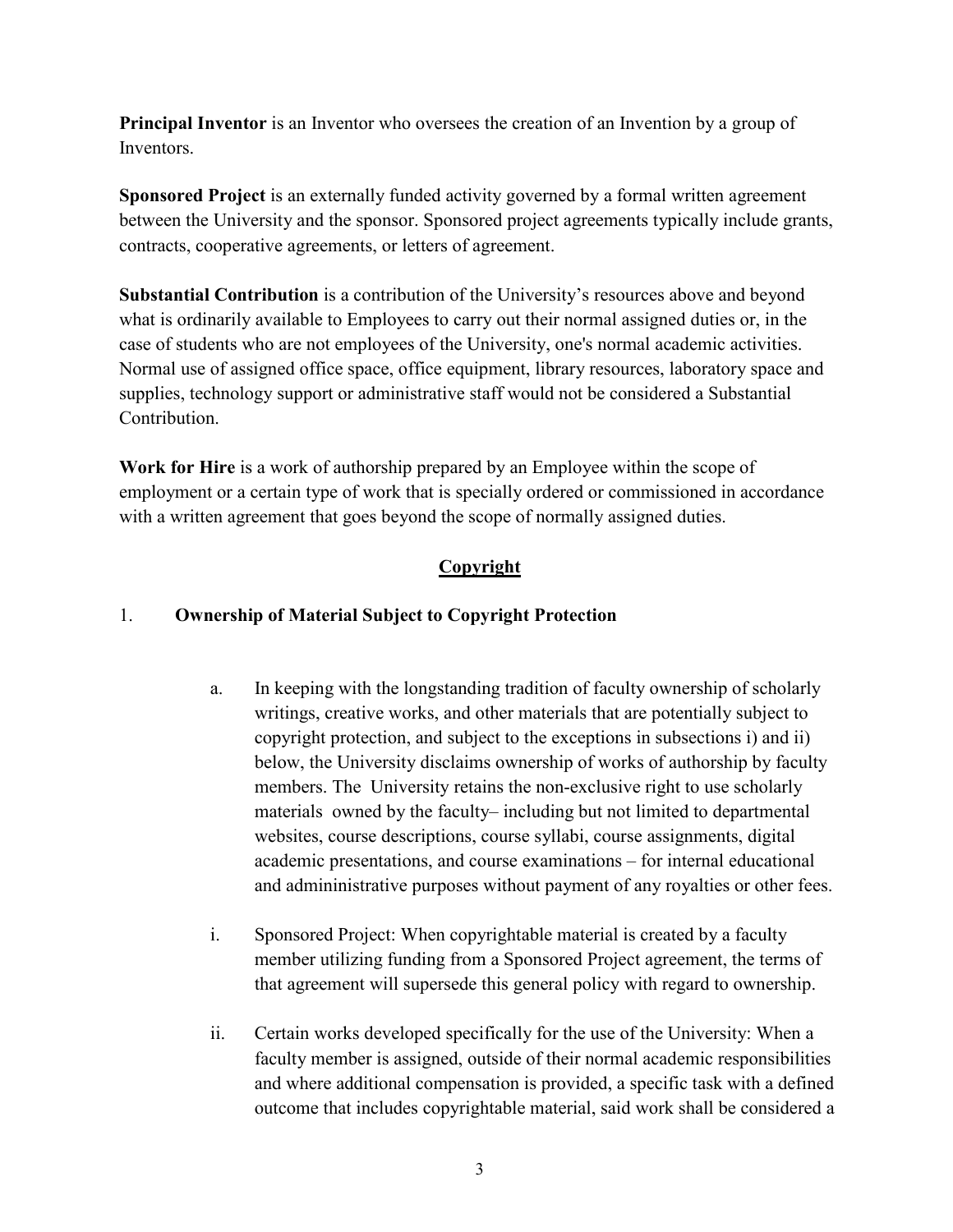**Principal Inventor** is an Inventor who oversees the creation of an Invention by a group of Inventors.

**Sponsored Project** is an externally funded activity governed by a formal written agreement between the University and the sponsor. Sponsored project agreements typically include grants, contracts, cooperative agreements, or letters of agreement.

**Substantial Contribution** is a contribution of the University's resources above and beyond what is ordinarily available to Employees to carry out their normal assigned duties or, in the case of students who are not employees of the University, one's normal academic activities. Normal use of assigned office space, office equipment, library resources, laboratory space and supplies, technology support or administrative staff would not be considered a Substantial Contribution.

**Work for Hire** is a work of authorship prepared by an Employee within the scope of employment or a certain type of work that is specially ordered or commissioned in accordance with a written agreement that goes beyond the scope of normally assigned duties.

## Copyright

### 1. Ownership of Material Subject to Copyright Protection

a. In keeping with the longstanding tradition of faculty ownership of scholarly writings, creative works, and other materials that are potentially subject to copyright protection, and subject to the exceptions in subsections i) and ii) below, the University disclaims ownership of works of authorship by faculty members. The University retains the non-exclusive right to use scholarly materials owned by the faculty– including but not limited to departmental websites, course descriptions, course syllabi, course assignments, digital academic presentations, and course examinations – for internal educational and admininistrative purposes without payment of any royalties or other fees.

i. Sponsored Project: When copyrightable material is created by a faculty member utilizing funding from a Sponsored Project agreement, the terms of that agreement will supersede this general policy with regard to ownership.

ii. Certain works developed specifically for the use of the University: When a faculty member is assigned, outside of their normal academic responsibilities and where additional compensation is provided, a specific task with a defined outcome that includes copyrightable material, said work shall be considered a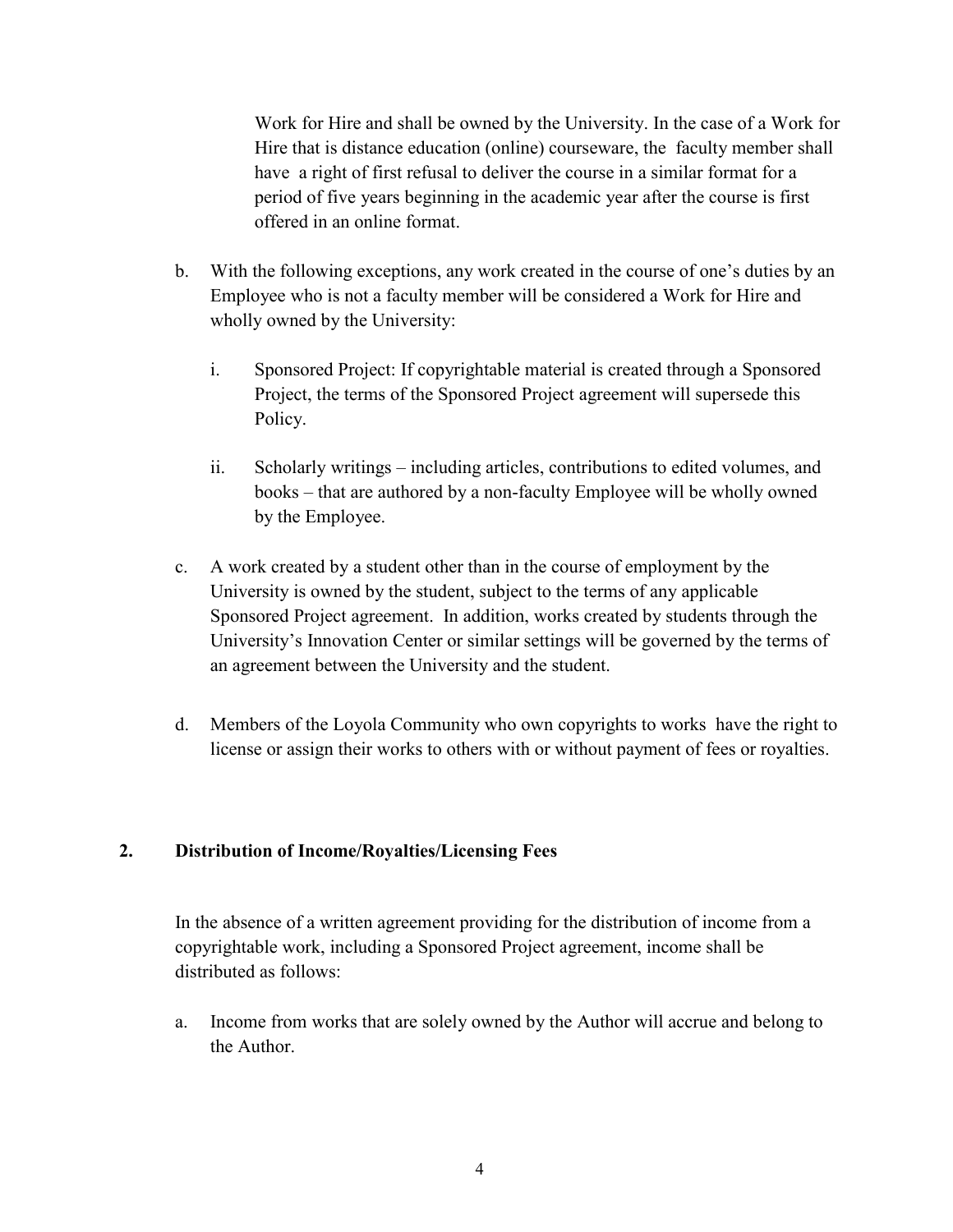Work for Hire and shall be owned by the University. In the case of a Work for Hire that is distance education (online) courseware, the faculty member shall have a right of first refusal to deliver the course in a similar format for a period of five years beginning in the academic year after the course is first offered in an online format.

b. With the following exceptions, any work created in the course of one's duties by an Employee who is not a faculty member will be considered a Work for Hire and wholly owned by the University:

   i. Sponsored Project: If copyrightable material is created through a Sponsored Project, the terms of the Sponsored Project agreement will supersede this Policy.

   ii. Scholarly writings – including articles, contributions to edited volumes, and books – that are authored by a non-faculty Employee will be wholly owned by the Employee.

c. A work created by a student other than in the course of employment by the University is owned by the student, subject to the terms of any applicable Sponsored Project agreement. In addition, works created by students through the University's Innovation Center or similar settings will be governed by the terms of an agreement between the University and the student.

d. Members of the Loyola Community who own copyrights to works have the right to license or assign their works to others with or without payment of fees or royalties.

## 2. Distribution of Income/Royalties/Licensing Fees

In the absence of a written agreement providing for the distribution of income from a copyrightable work, including a Sponsored Project agreement, income shall be distributed as follows:

a. Income from works that are solely owned by the Author will accrue and belong to the Author.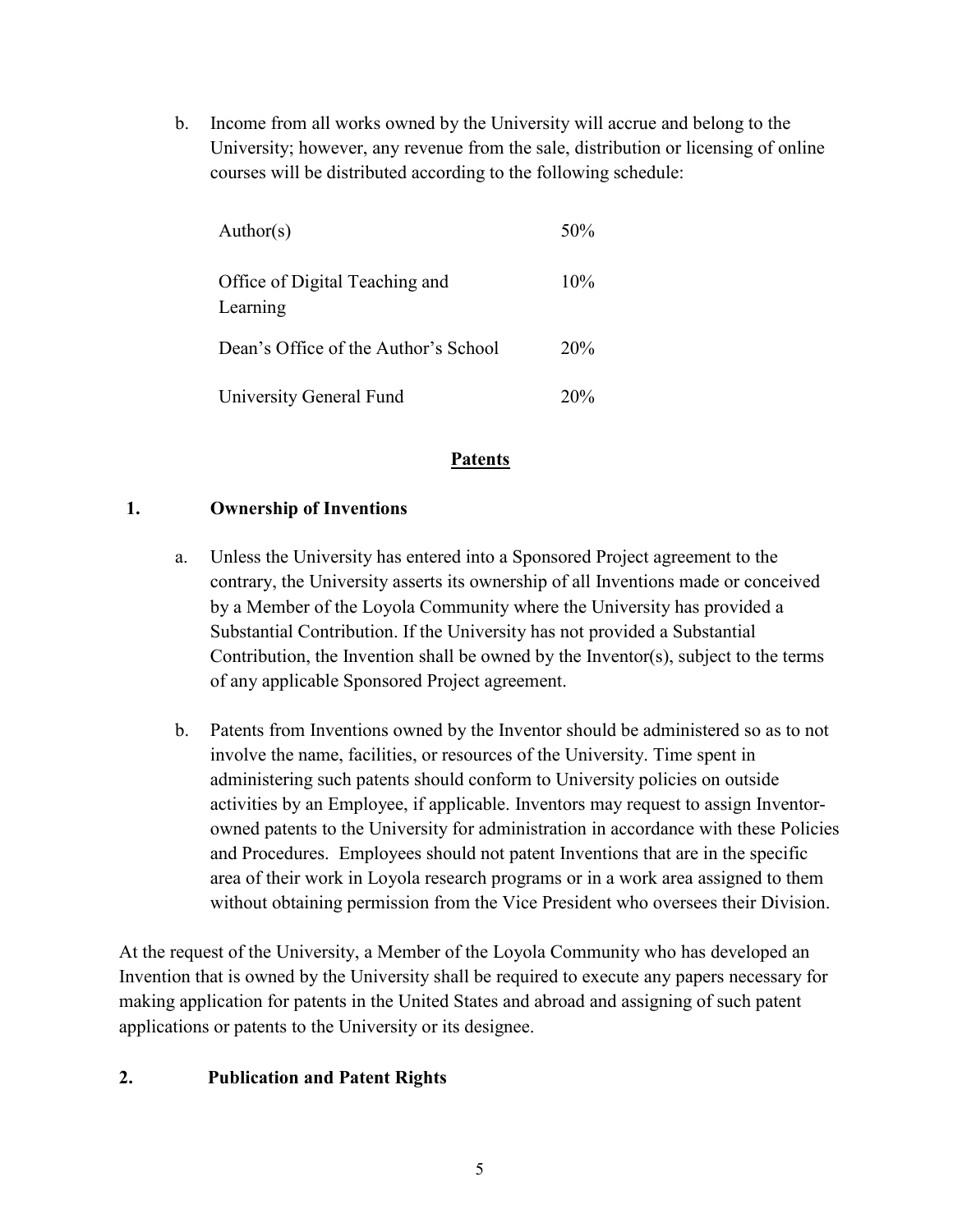b. Income from all works owned by the University will accrue and belong to the University; however, any revenue from the sale, distribution or licensing of online courses will be distributed according to the following schedule:

| | |
|---|---|
| Author(s) | 50% |
| Office of Digital Teaching and Learning | 10% |
| Dean's Office of the Author's School | 20% |
| University General Fund | 20% |

## **Patents**

### 1. Ownership of Inventions

a. Unless the University has entered into a Sponsored Project agreement to the contrary, the University asserts its ownership of all Inventions made or conceived by a Member of the Loyola Community where the University has provided a Substantial Contribution. If the University has not provided a Substantial Contribution, the Invention shall be owned by the Inventor(s), subject to the terms of any applicable Sponsored Project agreement.

b. Patents from Inventions owned by the Inventor should be administered so as to not involve the name, facilities, or resources of the University. Time spent in administering such patents should conform to University policies on outside activities by an Employee, if applicable. Inventors may request to assign Inventor-owned patents to the University for administration in accordance with these Policies and Procedures. Employees should not patent Inventions that are in the specific area of their work in Loyola research programs or in a work area assigned to them without obtaining permission from the Vice President who oversees their Division.

At the request of the University, a Member of the Loyola Community who has developed an Invention that is owned by the University shall be required to execute any papers necessary for making application for patents in the United States and abroad and assigning of such patent applications or patents to the University or its designee.

### 2. Publication and Patent Rights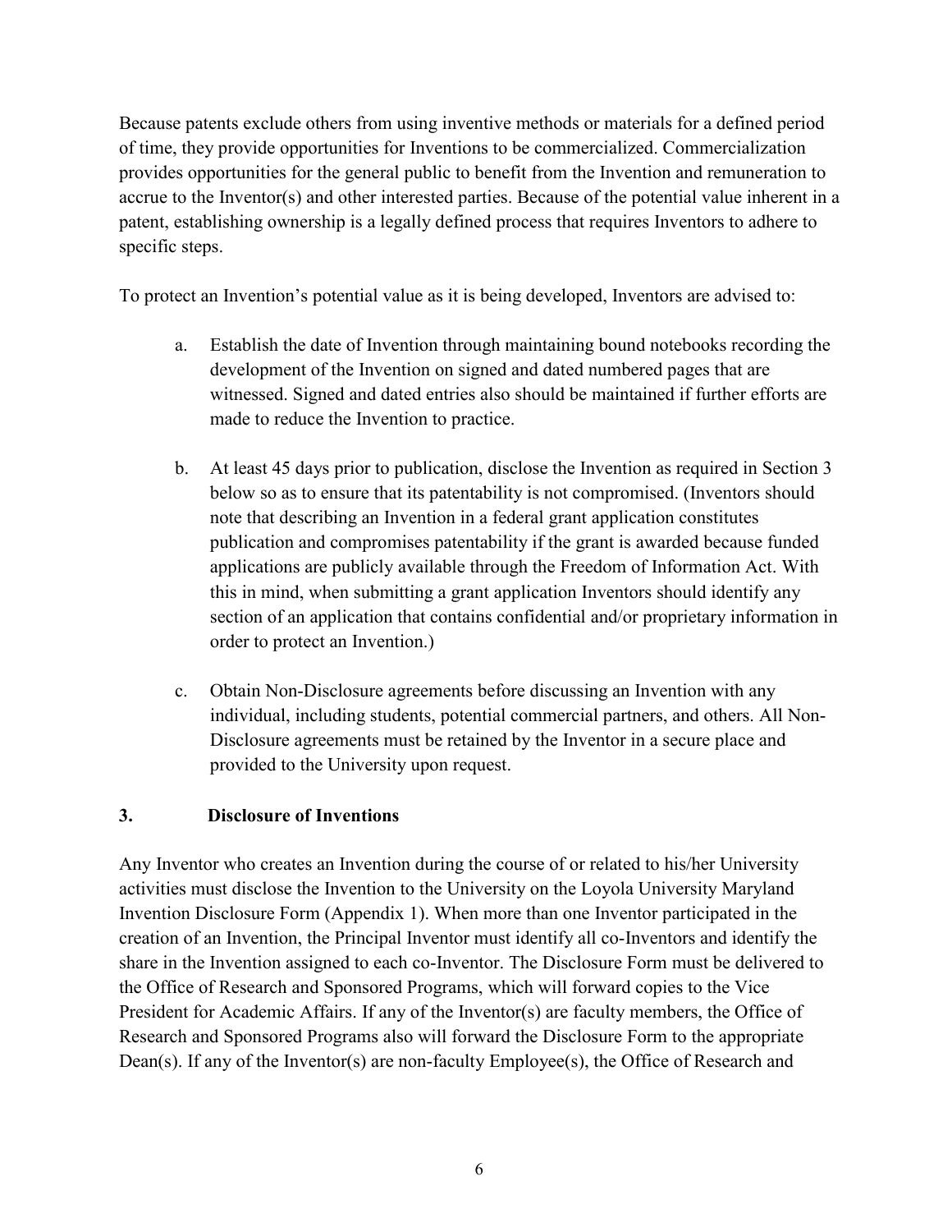Because patents exclude others from using inventive methods or materials for a defined period of time, they provide opportunities for Inventions to be commercialized. Commercialization provides opportunities for the general public to benefit from the Invention and remuneration to accrue to the Inventor(s) and other interested parties. Because of the potential value inherent in a patent, establishing ownership is a legally defined process that requires Inventors to adhere to specific steps.

To protect an Invention's potential value as it is being developed, Inventors are advised to:

a. Establish the date of Invention through maintaining bound notebooks recording the development of the Invention on signed and dated numbered pages that are witnessed. Signed and dated entries also should be maintained if further efforts are made to reduce the Invention to practice.

b. At least 45 days prior to publication, disclose the Invention as required in Section 3 below so as to ensure that its patentability is not compromised. (Inventors should note that describing an Invention in a federal grant application constitutes publication and compromises patentability if the grant is awarded because funded applications are publicly available through the Freedom of Information Act. With this in mind, when submitting a grant application Inventors should identify any section of an application that contains confidential and/or proprietary information in order to protect an Invention.)

c. Obtain Non-Disclosure agreements before discussing an Invention with any individual, including students, potential commercial partners, and others. All Non-Disclosure agreements must be retained by the Inventor in a secure place and provided to the University upon request.

## 3. Disclosure of Inventions

Any Inventor who creates an Invention during the course of or related to his/her University activities must disclose the Invention to the University on the Loyola University Maryland Invention Disclosure Form (Appendix 1). When more than one Inventor participated in the creation of an Invention, the Principal Inventor must identify all co-Inventors and identify the share in the Invention assigned to each co-Inventor. The Disclosure Form must be delivered to the Office of Research and Sponsored Programs, which will forward copies to the Vice President for Academic Affairs. If any of the Inventor(s) are faculty members, the Office of Research and Sponsored Programs also will forward the Disclosure Form to the appropriate Dean(s). If any of the Inventor(s) are non-faculty Employee(s), the Office of Research and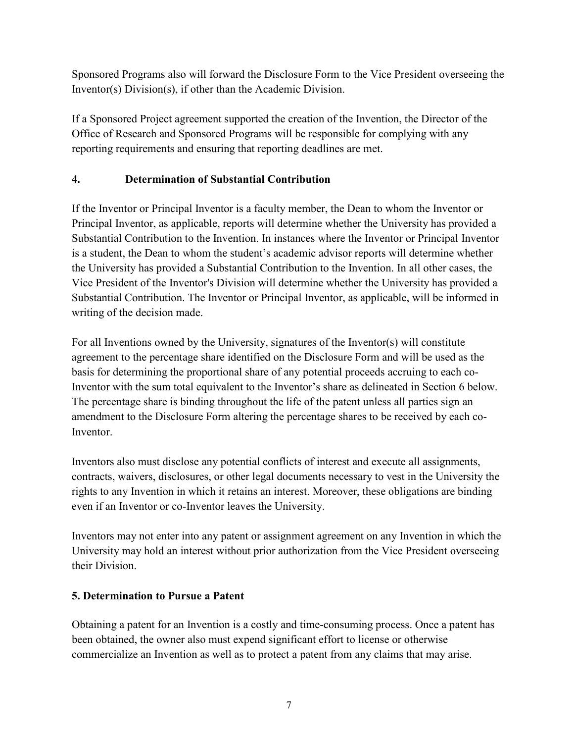Sponsored Programs also will forward the Disclosure Form to the Vice President overseeing the Inventor(s) Division(s), if other than the Academic Division.

If a Sponsored Project agreement supported the creation of the Invention, the Director of the Office of Research and Sponsored Programs will be responsible for complying with any reporting requirements and ensuring that reporting deadlines are met.

## 4. Determination of Substantial Contribution

If the Inventor or Principal Inventor is a faculty member, the Dean to whom the Inventor or Principal Inventor, as applicable, reports will determine whether the University has provided a Substantial Contribution to the Invention. In instances where the Inventor or Principal Inventor is a student, the Dean to whom the student's academic advisor reports will determine whether the University has provided a Substantial Contribution to the Invention. In all other cases, the Vice President of the Inventor's Division will determine whether the University has provided a Substantial Contribution. The Inventor or Principal Inventor, as applicable, will be informed in writing of the decision made.

For all Inventions owned by the University, signatures of the Inventor(s) will constitute agreement to the percentage share identified on the Disclosure Form and will be used as the basis for determining the proportional share of any potential proceeds accruing to each co-Inventor with the sum total equivalent to the Inventor's share as delineated in Section 6 below. The percentage share is binding throughout the life of the patent unless all parties sign an amendment to the Disclosure Form altering the percentage shares to be received by each co-Inventor.

Inventors also must disclose any potential conflicts of interest and execute all assignments, contracts, waivers, disclosures, or other legal documents necessary to vest in the University the rights to any Invention in which it retains an interest. Moreover, these obligations are binding even if an Inventor or co-Inventor leaves the University.

Inventors may not enter into any patent or assignment agreement on any Invention in which the University may hold an interest without prior authorization from the Vice President overseeing their Division.

## 5. Determination to Pursue a Patent

Obtaining a patent for an Invention is a costly and time-consuming process. Once a patent has been obtained, the owner also must expend significant effort to license or otherwise commercialize an Invention as well as to protect a patent from any claims that may arise.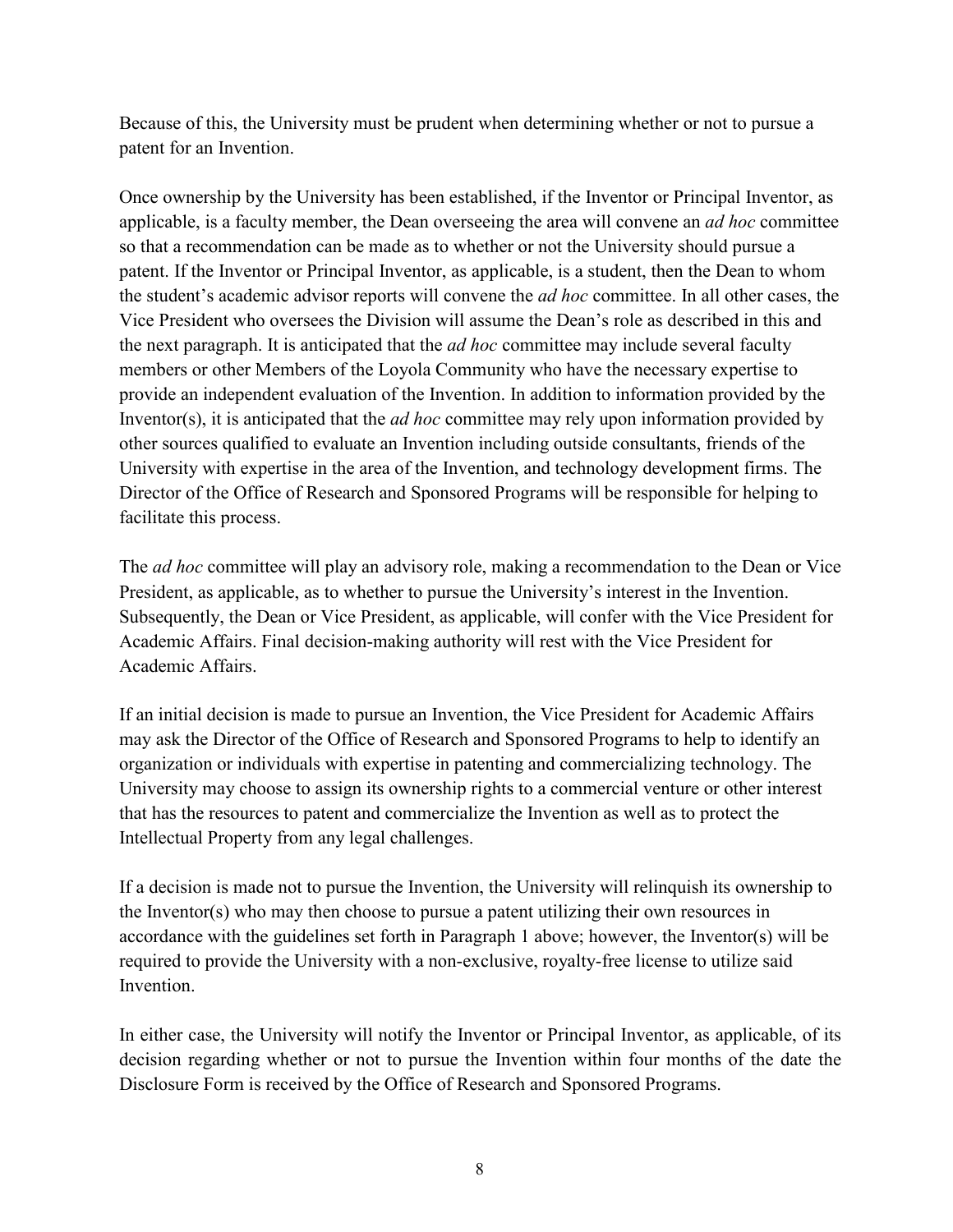Because of this, the University must be prudent when determining whether or not to pursue a patent for an Invention.

Once ownership by the University has been established, if the Inventor or Principal Inventor, as applicable, is a faculty member, the Dean overseeing the area will convene an *ad hoc* committee so that a recommendation can be made as to whether or not the University should pursue a patent. If the Inventor or Principal Inventor, as applicable, is a student, then the Dean to whom the student's academic advisor reports will convene the *ad hoc* committee. In all other cases, the Vice President who oversees the Division will assume the Dean's role as described in this and the next paragraph. It is anticipated that the *ad hoc* committee may include several faculty members or other Members of the Loyola Community who have the necessary expertise to provide an independent evaluation of the Invention. In addition to information provided by the Inventor(s), it is anticipated that the *ad hoc* committee may rely upon information provided by other sources qualified to evaluate an Invention including outside consultants, friends of the University with expertise in the area of the Invention, and technology development firms. The Director of the Office of Research and Sponsored Programs will be responsible for helping to facilitate this process.

The *ad hoc* committee will play an advisory role, making a recommendation to the Dean or Vice President, as applicable, as to whether to pursue the University's interest in the Invention. Subsequently, the Dean or Vice President, as applicable, will confer with the Vice President for Academic Affairs. Final decision-making authority will rest with the Vice President for Academic Affairs.

If an initial decision is made to pursue an Invention, the Vice President for Academic Affairs may ask the Director of the Office of Research and Sponsored Programs to help to identify an organization or individuals with expertise in patenting and commercializing technology. The University may choose to assign its ownership rights to a commercial venture or other interest that has the resources to patent and commercialize the Invention as well as to protect the Intellectual Property from any legal challenges.

If a decision is made not to pursue the Invention, the University will relinquish its ownership to the Inventor(s) who may then choose to pursue a patent utilizing their own resources in accordance with the guidelines set forth in Paragraph 1 above; however, the Inventor(s) will be required to provide the University with a non-exclusive, royalty-free license to utilize said Invention.

In either case, the University will notify the Inventor or Principal Inventor, as applicable, of its decision regarding whether or not to pursue the Invention within four months of the date the Disclosure Form is received by the Office of Research and Sponsored Programs.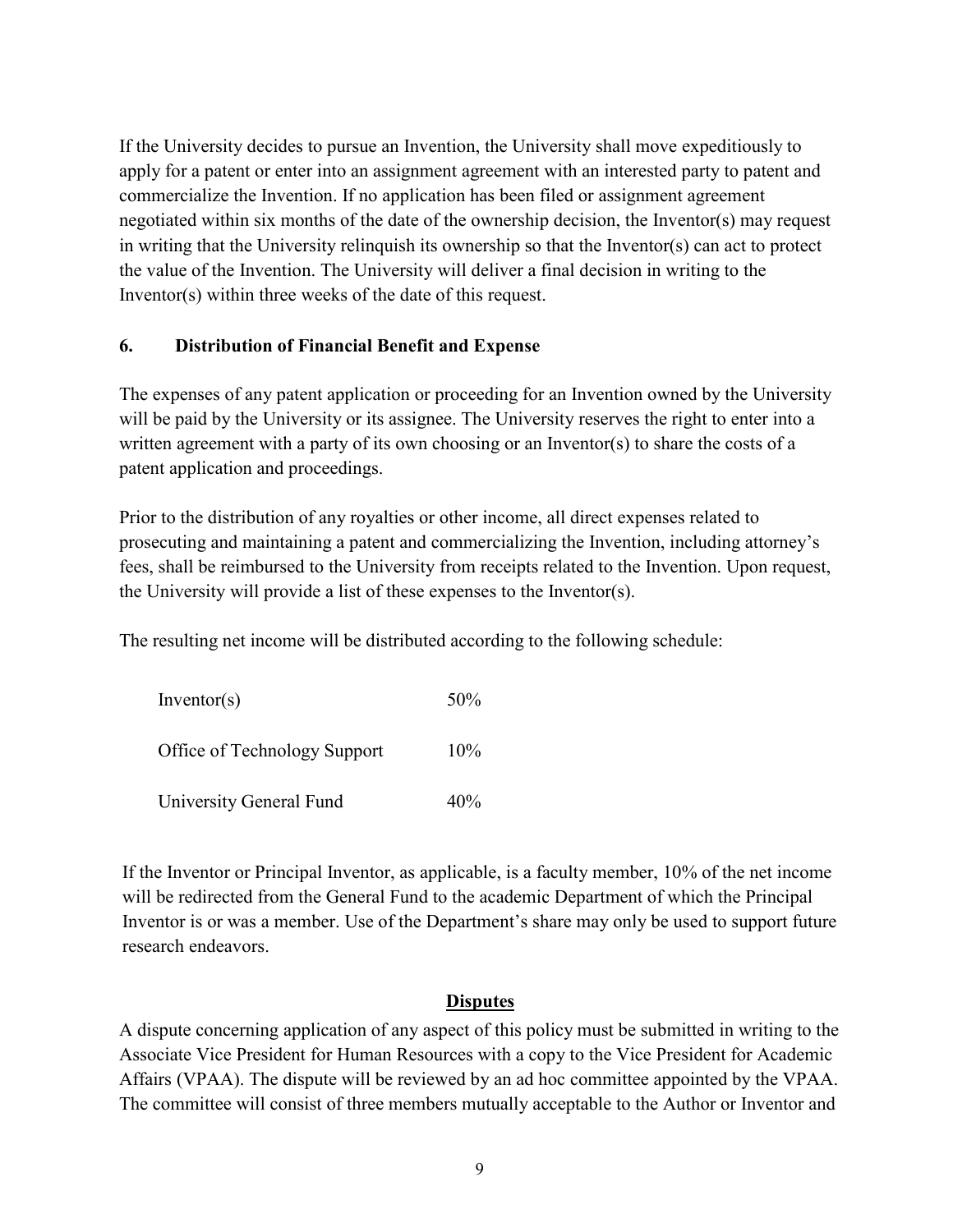If the University decides to pursue an Invention, the University shall move expeditiously to apply for a patent or enter into an assignment agreement with an interested party to patent and commercialize the Invention. If no application has been filed or assignment agreement negotiated within six months of the date of the ownership decision, the Inventor(s) may request in writing that the University relinquish its ownership so that the Inventor(s) can act to protect the value of the Invention. The University will deliver a final decision in writing to the Inventor(s) within three weeks of the date of this request.

### 6. Distribution of Financial Benefit and Expense

The expenses of any patent application or proceeding for an Invention owned by the University will be paid by the University or its assignee. The University reserves the right to enter into a written agreement with a party of its own choosing or an Inventor(s) to share the costs of a patent application and proceedings.

Prior to the distribution of any royalties or other income, all direct expenses related to prosecuting and maintaining a patent and commercializing the Invention, including attorney's fees, shall be reimbursed to the University from receipts related to the Invention. Upon request, the University will provide a list of these expenses to the Inventor(s).

The resulting net income will be distributed according to the following schedule:

| | |
|---|---|
| Inventor(s) | 50% |
| Office of Technology Support | 10% |
| University General Fund | 40% |

If the Inventor or Principal Inventor, as applicable, is a faculty member, 10% of the net income will be redirected from the General Fund to the academic Department of which the Principal Inventor is or was a member. Use of the Department's share may only be used to support future research endeavors.

## Disputes

A dispute concerning application of any aspect of this policy must be submitted in writing to the Associate Vice President for Human Resources with a copy to the Vice President for Academic Affairs (VPAA). The dispute will be reviewed by an ad hoc committee appointed by the VPAA. The committee will consist of three members mutually acceptable to the Author or Inventor and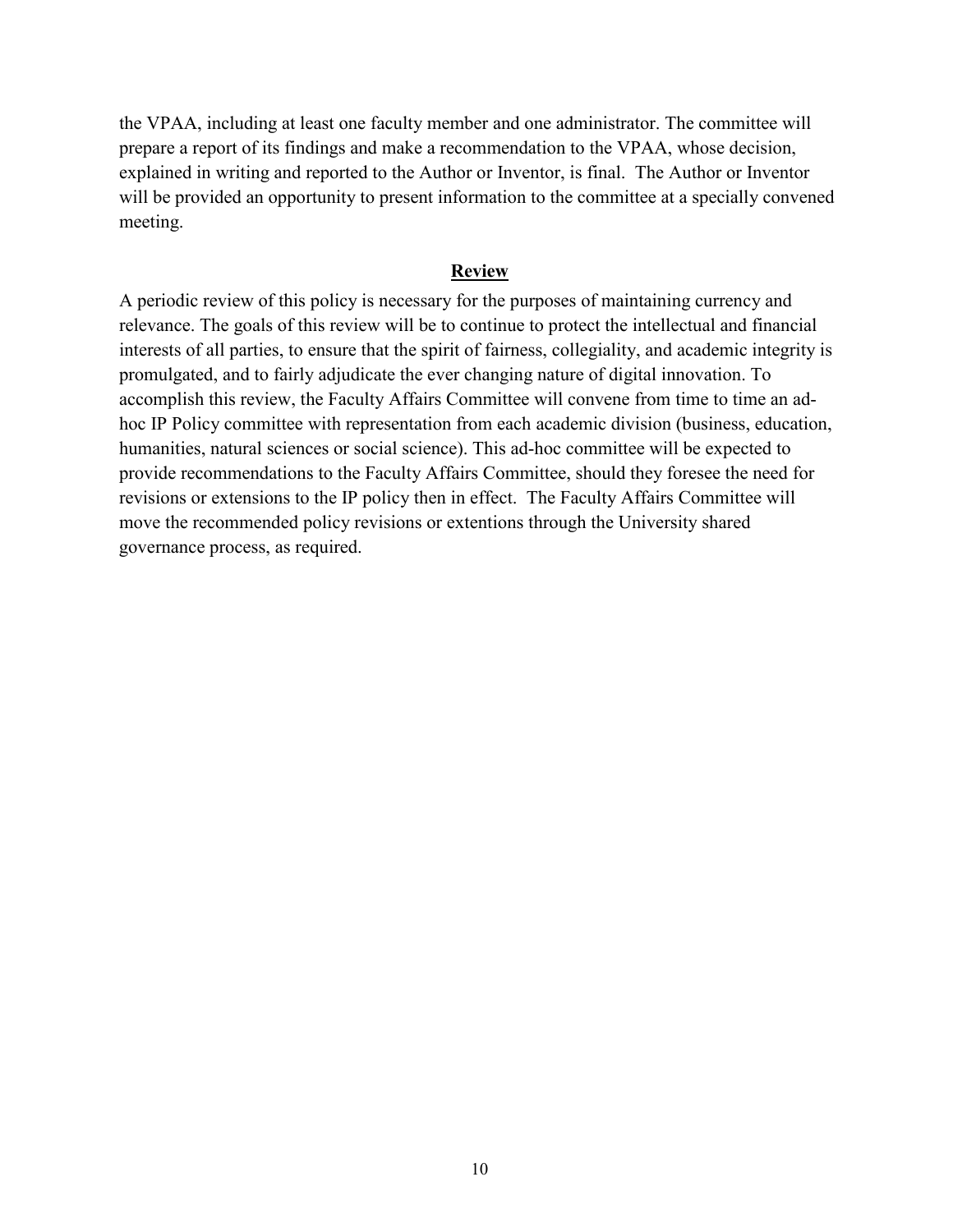the VPAA, including at least one faculty member and one administrator. The committee will prepare a report of its findings and make a recommendation to the VPAA, whose decision, explained in writing and reported to the Author or Inventor, is final. The Author or Inventor will be provided an opportunity to present information to the committee at a specially convened meeting.

## Review

A periodic review of this policy is necessary for the purposes of maintaining currency and relevance. The goals of this review will be to continue to protect the intellectual and financial interests of all parties, to ensure that the spirit of fairness, collegiality, and academic integrity is promulgated, and to fairly adjudicate the ever changing nature of digital innovation. To accomplish this review, the Faculty Affairs Committee will convene from time to time an ad-hoc IP Policy committee with representation from each academic division (business, education, humanities, natural sciences or social science). This ad-hoc committee will be expected to provide recommendations to the Faculty Affairs Committee, should they foresee the need for revisions or extensions to the IP policy then in effect. The Faculty Affairs Committee will move the recommended policy revisions or extentions through the University shared governance process, as required.